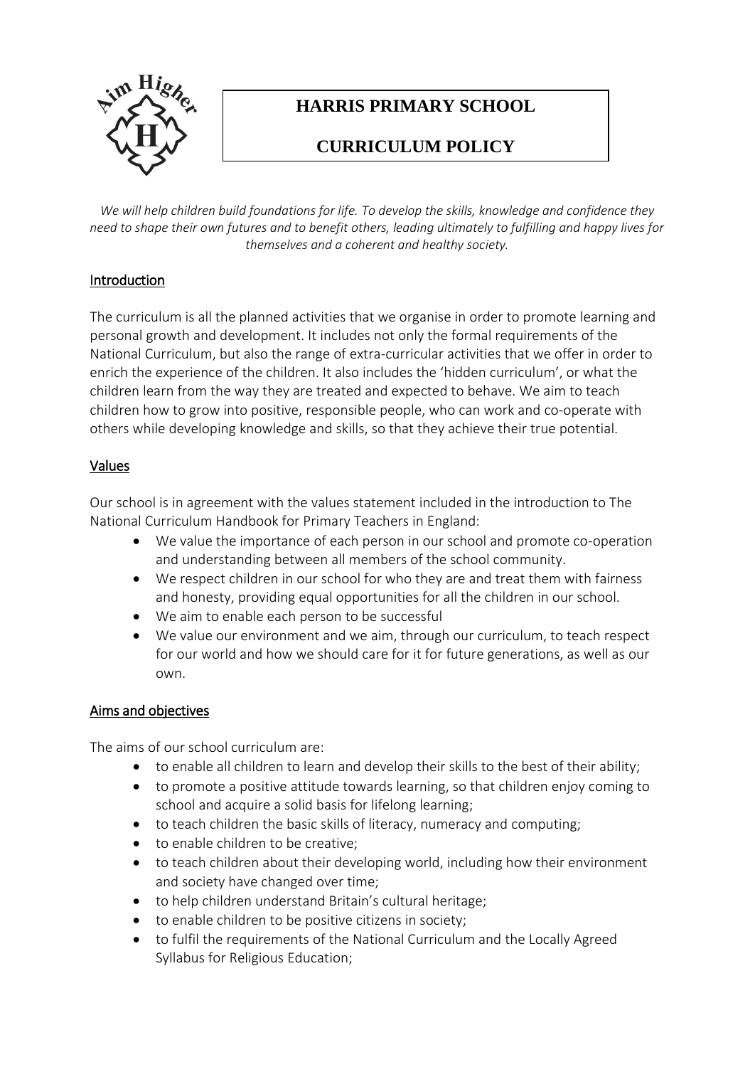# HARRIS PRIMARY SCHOOL

# CURRICULUM POLICY

*We will help children build foundations for life. To develop the skills, knowledge and confidence they need to shape their own futures and to benefit others, leading ultimately to fulfilling and happy lives for themselves and a coherent and healthy society.*

## Introduction

The curriculum is all the planned activities that we organise in order to promote learning and personal growth and development. It includes not only the formal requirements of the National Curriculum, but also the range of extra-curricular activities that we offer in order to enrich the experience of the children. It also includes the 'hidden curriculum', or what the children learn from the way they are treated and expected to behave. We aim to teach children how to grow into positive, responsible people, who can work and co-operate with others while developing knowledge and skills, so that they achieve their true potential.

## Values

Our school is in agreement with the values statement included in the introduction to The National Curriculum Handbook for Primary Teachers in England:

- We value the importance of each person in our school and promote co-operation and understanding between all members of the school community.
- We respect children in our school for who they are and treat them with fairness and honesty, providing equal opportunities for all the children in our school.
- We aim to enable each person to be successful
- We value our environment and we aim, through our curriculum, to teach respect for our world and how we should care for it for future generations, as well as our own.

## Aims and objectives

The aims of our school curriculum are:

- to enable all children to learn and develop their skills to the best of their ability;
- to promote a positive attitude towards learning, so that children enjoy coming to school and acquire a solid basis for lifelong learning;
- to teach children the basic skills of literacy, numeracy and computing;
- to enable children to be creative;
- to teach children about their developing world, including how their environment and society have changed over time;
- to help children understand Britain's cultural heritage;
- to enable children to be positive citizens in society;
- to fulfil the requirements of the National Curriculum and the Locally Agreed Syllabus for Religious Education;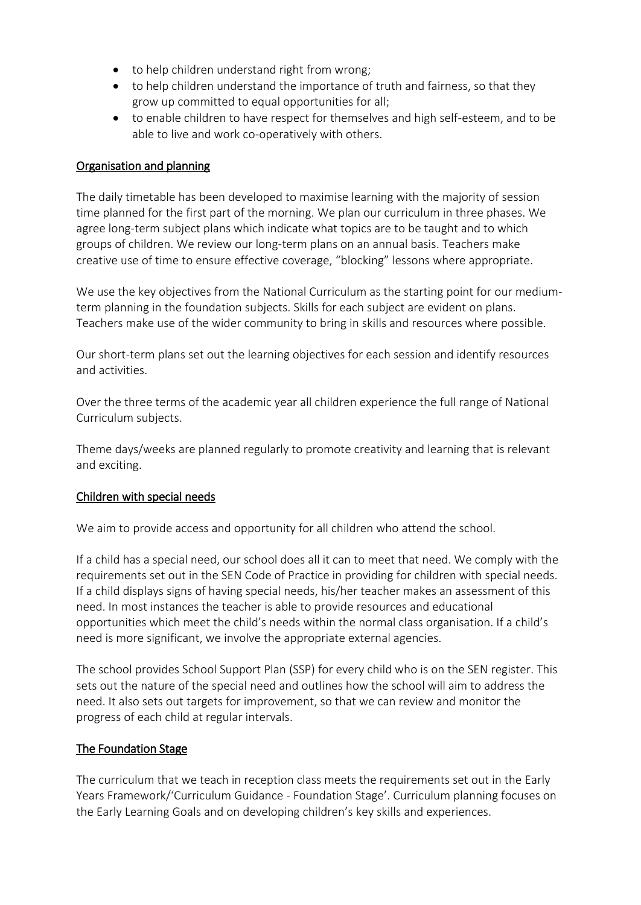- to help children understand right from wrong;
- to help children understand the importance of truth and fairness, so that they grow up committed to equal opportunities for all;
- to enable children to have respect for themselves and high self-esteem, and to be able to live and work co-operatively with others.

## Organisation and planning

The daily timetable has been developed to maximise learning with the majority of session time planned for the first part of the morning. We plan our curriculum in three phases. We agree long-term subject plans which indicate what topics are to be taught and to which groups of children. We review our long-term plans on an annual basis. Teachers make creative use of time to ensure effective coverage, "blocking" lessons where appropriate.

We use the key objectives from the National Curriculum as the starting point for our medium-term planning in the foundation subjects. Skills for each subject are evident on plans. Teachers make use of the wider community to bring in skills and resources where possible.

Our short-term plans set out the learning objectives for each session and identify resources and activities.

Over the three terms of the academic year all children experience the full range of National Curriculum subjects.

Theme days/weeks are planned regularly to promote creativity and learning that is relevant and exciting.

## Children with special needs

We aim to provide access and opportunity for all children who attend the school.

If a child has a special need, our school does all it can to meet that need. We comply with the requirements set out in the SEN Code of Practice in providing for children with special needs. If a child displays signs of having special needs, his/her teacher makes an assessment of this need. In most instances the teacher is able to provide resources and educational opportunities which meet the child's needs within the normal class organisation. If a child's need is more significant, we involve the appropriate external agencies.

The school provides School Support Plan (SSP) for every child who is on the SEN register. This sets out the nature of the special need and outlines how the school will aim to address the need. It also sets out targets for improvement, so that we can review and monitor the progress of each child at regular intervals.

## The Foundation Stage

The curriculum that we teach in reception class meets the requirements set out in the Early Years Framework/'Curriculum Guidance - Foundation Stage'. Curriculum planning focuses on the Early Learning Goals and on developing children's key skills and experiences.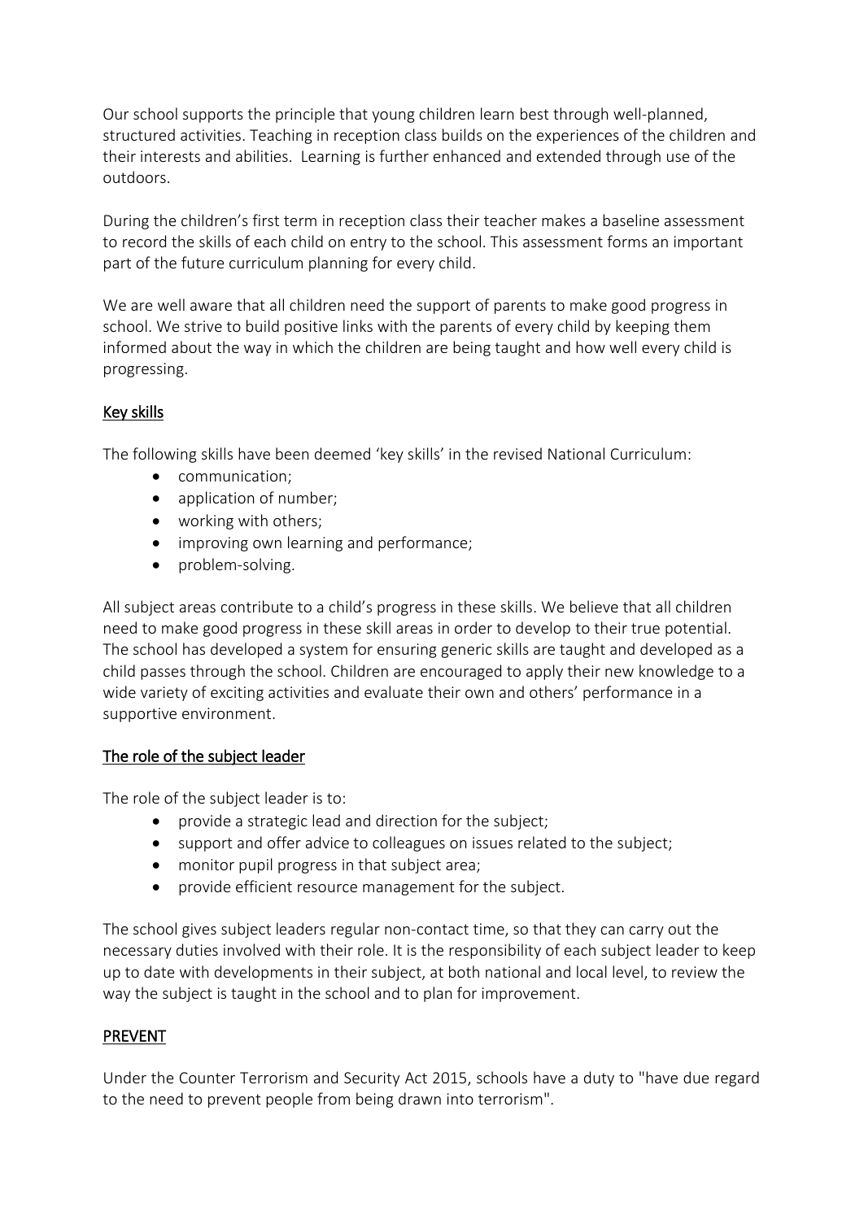Our school supports the principle that young children learn best through well-planned, structured activities. Teaching in reception class builds on the experiences of the children and their interests and abilities.  Learning is further enhanced and extended through use of the outdoors.

During the children's first term in reception class their teacher makes a baseline assessment to record the skills of each child on entry to the school. This assessment forms an important part of the future curriculum planning for every child.

We are well aware that all children need the support of parents to make good progress in school. We strive to build positive links with the parents of every child by keeping them informed about the way in which the children are being taught and how well every child is progressing.

## Key skills

The following skills have been deemed 'key skills' in the revised National Curriculum:

- communication;
- application of number;
- working with others;
- improving own learning and performance;
- problem-solving.

All subject areas contribute to a child's progress in these skills. We believe that all children need to make good progress in these skill areas in order to develop to their true potential. The school has developed a system for ensuring generic skills are taught and developed as a child passes through the school. Children are encouraged to apply their new knowledge to a wide variety of exciting activities and evaluate their own and others' performance in a supportive environment.

## The role of the subject leader

The role of the subject leader is to:

- provide a strategic lead and direction for the subject;
- support and offer advice to colleagues on issues related to the subject;
- monitor pupil progress in that subject area;
- provide efficient resource management for the subject.

The school gives subject leaders regular non-contact time, so that they can carry out the necessary duties involved with their role. It is the responsibility of each subject leader to keep up to date with developments in their subject, at both national and local level, to review the way the subject is taught in the school and to plan for improvement.

## PREVENT

Under the Counter Terrorism and Security Act 2015, schools have a duty to "have due regard to the need to prevent people from being drawn into terrorism".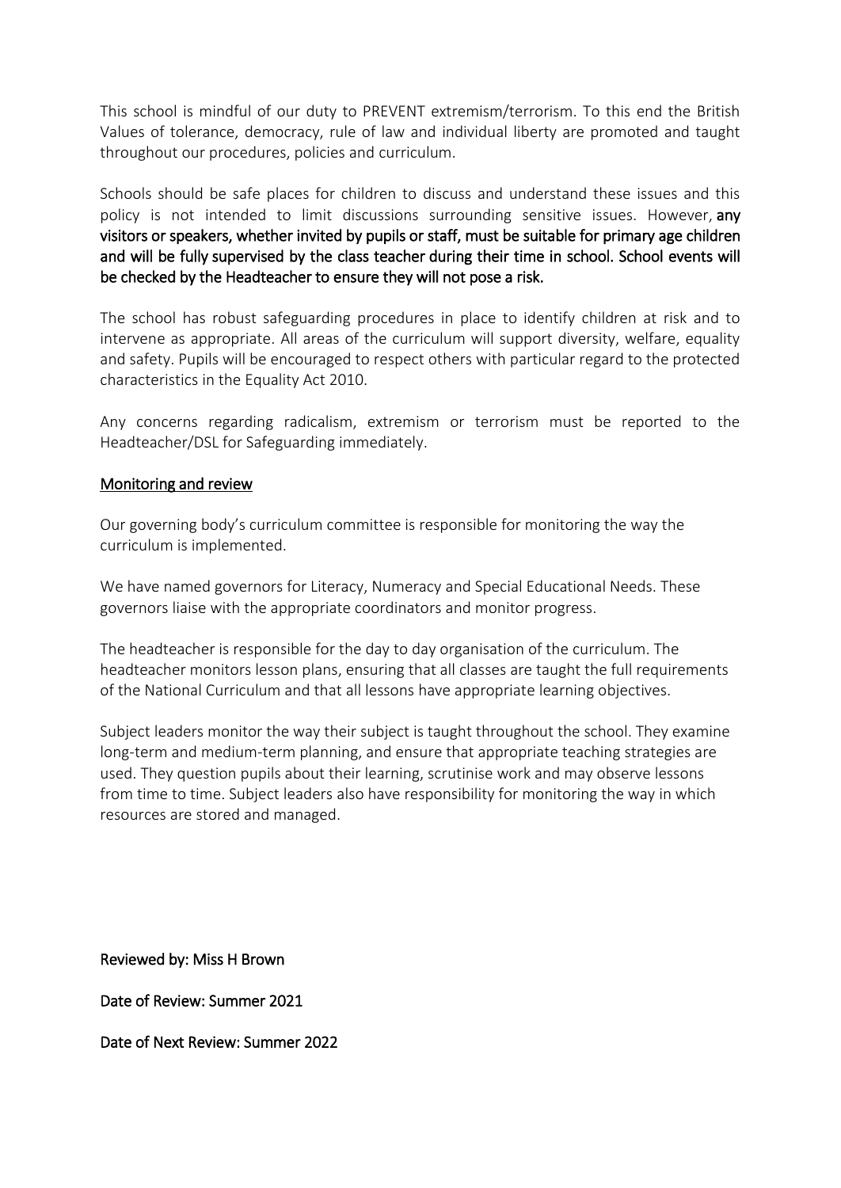This school is mindful of our duty to PREVENT extremism/terrorism. To this end the British Values of tolerance, democracy, rule of law and individual liberty are promoted and taught throughout our procedures, policies and curriculum.

Schools should be safe places for children to discuss and understand these issues and this policy is not intended to limit discussions surrounding sensitive issues. However, **any visitors or speakers, whether invited by pupils or staff, must be suitable for primary age children and will be fully supervised by the class teacher during their time in school. School events will be checked by the Headteacher to ensure they will not pose a risk.**

The school has robust safeguarding procedures in place to identify children at risk and to intervene as appropriate. All areas of the curriculum will support diversity, welfare, equality and safety. Pupils will be encouraged to respect others with particular regard to the protected characteristics in the Equality Act 2010.

Any concerns regarding radicalism, extremism or terrorism must be reported to the Headteacher/DSL for Safeguarding immediately.

## Monitoring and review

Our governing body's curriculum committee is responsible for monitoring the way the curriculum is implemented.

We have named governors for Literacy, Numeracy and Special Educational Needs. These governors liaise with the appropriate coordinators and monitor progress.

The headteacher is responsible for the day to day organisation of the curriculum. The headteacher monitors lesson plans, ensuring that all classes are taught the full requirements of the National Curriculum and that all lessons have appropriate learning objectives.

Subject leaders monitor the way their subject is taught throughout the school. They examine long-term and medium-term planning, and ensure that appropriate teaching strategies are used. They question pupils about their learning, scrutinise work and may observe lessons from time to time. Subject leaders also have responsibility for monitoring the way in which resources are stored and managed.

**Reviewed by: Miss H Brown**

**Date of Review: Summer 2021**

**Date of Next Review: Summer 2022**